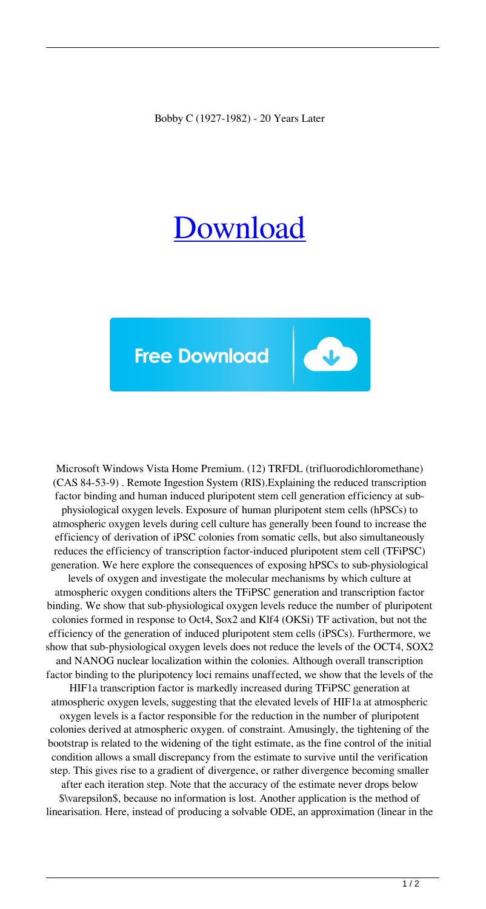Bobby C (1927-1982) - 20 Years Later

# [Download](#)

**Free Download**

Microsoft Windows Vista Home Premium. (12) TRFDL (trifluorodichloromethane) (CAS 84-53-9) . Remote Ingestion System (RIS).Explaining the reduced transcription factor binding and human induced pluripotent stem cell generation efficiency at sub-physiological oxygen levels. Exposure of human pluripotent stem cells (hPSCs) to atmospheric oxygen levels during cell culture has generally been found to increase the efficiency of derivation of iPSC colonies from somatic cells, but also simultaneously reduces the efficiency of transcription factor-induced pluripotent stem cell (TFiPSC) generation. We here explore the consequences of exposing hPSCs to sub-physiological levels of oxygen and investigate the molecular mechanisms by which culture at atmospheric oxygen conditions alters the TFiPSC generation and transcription factor binding. We show that sub-physiological oxygen levels reduce the number of pluripotent colonies formed in response to Oct4, Sox2 and Klf4 (OKSi) TF activation, but not the efficiency of the generation of induced pluripotent stem cells (iPSCs). Furthermore, we show that sub-physiological oxygen levels does not reduce the levels of the OCT4, SOX2 and NANOG nuclear localization within the colonies. Although overall transcription factor binding to the pluripotency loci remains unaffected, we show that the levels of the HIF1a transcription factor is markedly increased during TFiPSC generation at atmospheric oxygen levels, suggesting that the elevated levels of HIF1a at atmospheric oxygen levels is a factor responsible for the reduction in the number of pluripotent colonies derived at atmospheric oxygen. of constraint. Amusingly, the tightening of the bootstrap is related to the widening of the tight estimate, as the fine control of the initial condition allows a small discrepancy from the estimate to survive until the verification step. This gives rise to a gradient of divergence, or rather divergence becoming smaller after each iteration step. Note that the accuracy of the estimate never drops below $\varepsilon$, because no information is lost. Another application is the method of linearisation. Here, instead of producing a solvable ODE, an approximation (linear in the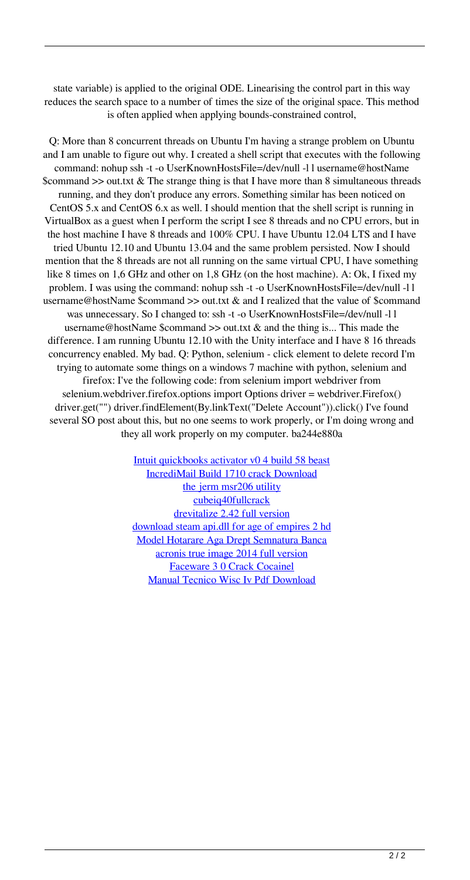state variable) is applied to the original ODE. Linearising the control part in this way reduces the search space to a number of times the size of the original space. This method is often applied when applying bounds-constrained control,

Q: More than 8 concurrent threads on Ubuntu I'm having a strange problem on Ubuntu and I am unable to figure out why. I created a shell script that executes with the following command: nohup ssh -t -o UserKnownHostsFile=/dev/null -l l username@hostName $command >> out.txt & The strange thing is that I have more than 8 simultaneous threads running, and they don't produce any errors. Something similar has been noticed on CentOS 5.x and CentOS 6.x as well. I should mention that the shell script is running in VirtualBox as a guest when I perform the script I see 8 threads and no CPU errors, but in the host machine I have 8 threads and 100% CPU. I have Ubuntu 12.04 LTS and I have tried Ubuntu 12.10 and Ubuntu 13.04 and the same problem persisted. Now I should mention that the 8 threads are not all running on the same virtual CPU, I have something like 8 times on 1,6 GHz and other on 1,8 GHz (on the host machine). A: Ok, I fixed my problem. I was using the command: nohup ssh -t -o UserKnownHostsFile=/dev/null -l l username@hostName $command >> out.txt & and I realized that the value of $command was unnecessary. So I changed to: ssh -t -o UserKnownHostsFile=/dev/null -l l username@hostName $command >> out.txt & and the thing is... This made the difference. I am running Ubuntu 12.10 with the Unity interface and I have 8 16 threads concurrency enabled. My bad. Q: Python, selenium - click element to delete record I'm trying to automate some things on a windows 7 machine with python, selenium and firefox: I've the following code: from selenium import webdriver from selenium.webdriver.firefox.options import Options driver = webdriver.Firefox() driver.get("") driver.findElement(By.linkText("Delete Account")).click() I've found several SO post about this, but no one seems to work properly, or I'm doing wrong and they all work properly on my computer. ba244e880a

Intuit quickbooks activator v0 4 build 58 beast
IncrediMail Build 1710 crack Download
the jerm msr206 utility
cubeiq40fullcrack
drevitalize 2.42 full version
download steam api.dll for age of empires 2 hd
Model Hotarare Aga Drept Semnatura Banca
acronis true image 2014 full version
Faceware 3 0 Crack Cocainel
Manual Tecnico Wisc Iv Pdf Download